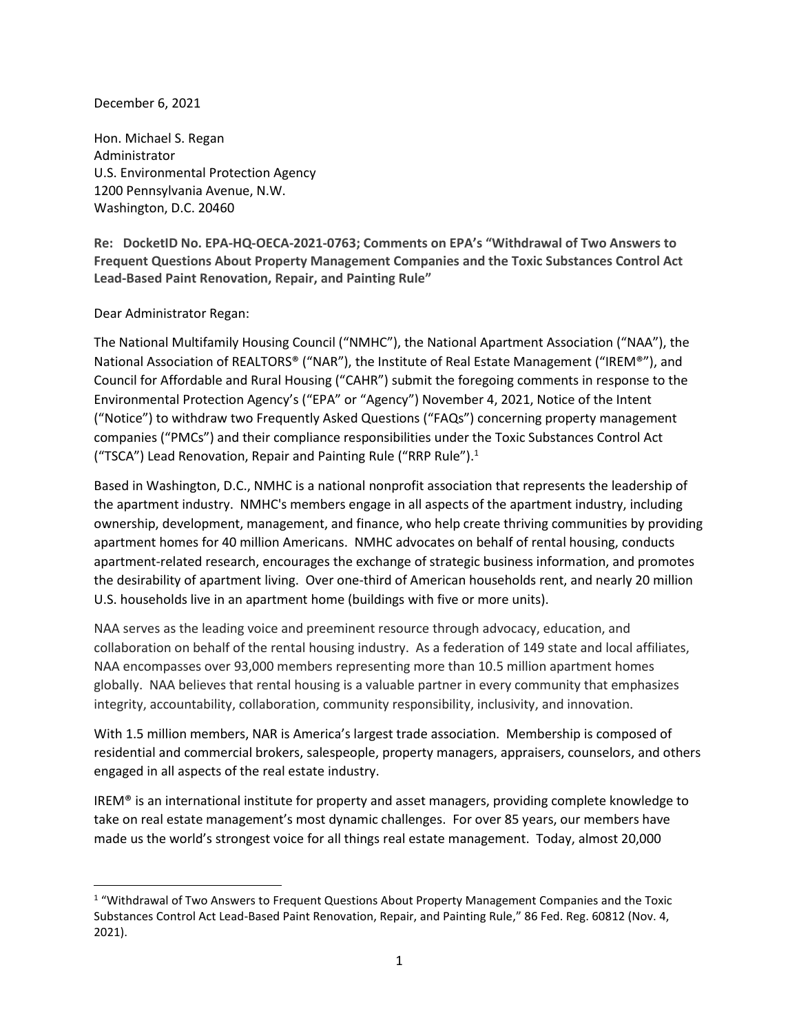December 6, 2021

Hon. Michael S. Regan
Administrator
U.S. Environmental Protection Agency
1200 Pennsylvania Avenue, N.W.
Washington, D.C. 20460

**Re: DocketID No. EPA-HQ-OECA-2021-0763; Comments on EPA's "Withdrawal of Two Answers to Frequent Questions About Property Management Companies and the Toxic Substances Control Act Lead-Based Paint Renovation, Repair, and Painting Rule"**

Dear Administrator Regan:

The National Multifamily Housing Council ("NMHC"), the National Apartment Association ("NAA"), the National Association of REALTORS® ("NAR"), the Institute of Real Estate Management ("IREM®"), and Council for Affordable and Rural Housing ("CAHR") submit the foregoing comments in response to the Environmental Protection Agency's ("EPA" or "Agency") November 4, 2021, Notice of the Intent ("Notice") to withdraw two Frequently Asked Questions ("FAQs") concerning property management companies ("PMCs") and their compliance responsibilities under the Toxic Substances Control Act ("TSCA") Lead Renovation, Repair and Painting Rule ("RRP Rule").[1]

Based in Washington, D.C., NMHC is a national nonprofit association that represents the leadership of the apartment industry. NMHC's members engage in all aspects of the apartment industry, including ownership, development, management, and finance, who help create thriving communities by providing apartment homes for 40 million Americans. NMHC advocates on behalf of rental housing, conducts apartment-related research, encourages the exchange of strategic business information, and promotes the desirability of apartment living. Over one-third of American households rent, and nearly 20 million U.S. households live in an apartment home (buildings with five or more units).

NAA serves as the leading voice and preeminent resource through advocacy, education, and collaboration on behalf of the rental housing industry. As a federation of 149 state and local affiliates, NAA encompasses over 93,000 members representing more than 10.5 million apartment homes globally. NAA believes that rental housing is a valuable partner in every community that emphasizes integrity, accountability, collaboration, community responsibility, inclusivity, and innovation.

With 1.5 million members, NAR is America's largest trade association. Membership is composed of residential and commercial brokers, salespeople, property managers, appraisers, counselors, and others engaged in all aspects of the real estate industry.

IREM® is an international institute for property and asset managers, providing complete knowledge to take on real estate management's most dynamic challenges. For over 85 years, our members have made us the world's strongest voice for all things real estate management. Today, almost 20,000

---

[1] "Withdrawal of Two Answers to Frequent Questions About Property Management Companies and the Toxic Substances Control Act Lead-Based Paint Renovation, Repair, and Painting Rule," 86 Fed. Reg. 60812 (Nov. 4, 2021).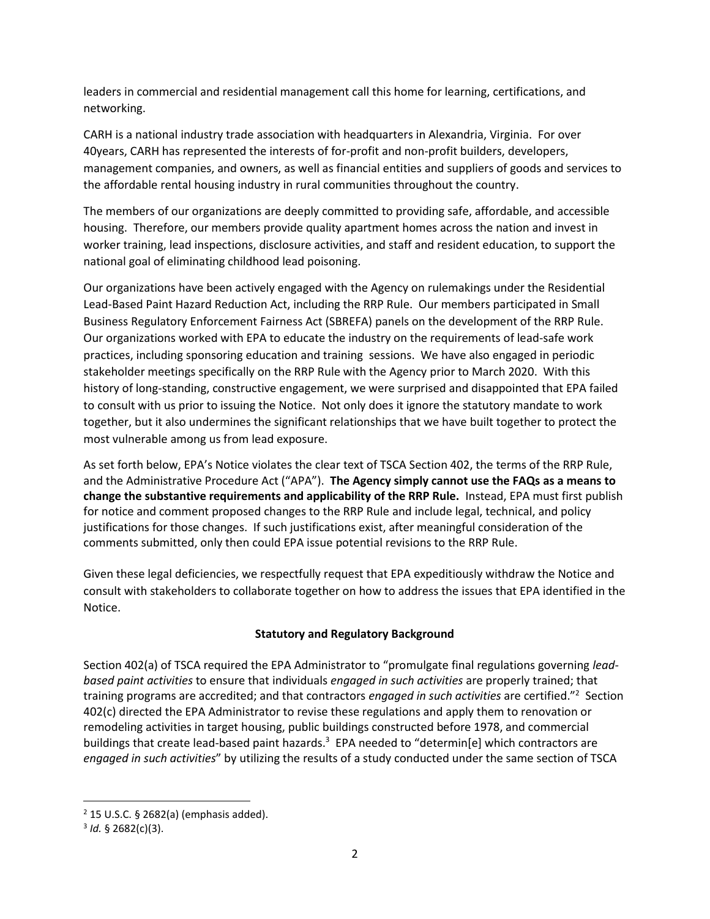leaders in commercial and residential management call this home for learning, certifications, and networking.

CARH is a national industry trade association with headquarters in Alexandria, Virginia. For over 40years, CARH has represented the interests of for-profit and non-profit builders, developers, management companies, and owners, as well as financial entities and suppliers of goods and services to the affordable rental housing industry in rural communities throughout the country.

The members of our organizations are deeply committed to providing safe, affordable, and accessible housing. Therefore, our members provide quality apartment homes across the nation and invest in worker training, lead inspections, disclosure activities, and staff and resident education, to support the national goal of eliminating childhood lead poisoning.

Our organizations have been actively engaged with the Agency on rulemakings under the Residential Lead-Based Paint Hazard Reduction Act, including the RRP Rule. Our members participated in Small Business Regulatory Enforcement Fairness Act (SBREFA) panels on the development of the RRP Rule. Our organizations worked with EPA to educate the industry on the requirements of lead-safe work practices, including sponsoring education and training sessions. We have also engaged in periodic stakeholder meetings specifically on the RRP Rule with the Agency prior to March 2020. With this history of long-standing, constructive engagement, we were surprised and disappointed that EPA failed to consult with us prior to issuing the Notice. Not only does it ignore the statutory mandate to work together, but it also undermines the significant relationships that we have built together to protect the most vulnerable among us from lead exposure.

As set forth below, EPA's Notice violates the clear text of TSCA Section 402, the terms of the RRP Rule, and the Administrative Procedure Act ("APA"). **The Agency simply cannot use the FAQs as a means to change the substantive requirements and applicability of the RRP Rule.** Instead, EPA must first publish for notice and comment proposed changes to the RRP Rule and include legal, technical, and policy justifications for those changes. If such justifications exist, after meaningful consideration of the comments submitted, only then could EPA issue potential revisions to the RRP Rule.

Given these legal deficiencies, we respectfully request that EPA expeditiously withdraw the Notice and consult with stakeholders to collaborate together on how to address the issues that EPA identified in the Notice.

## Statutory and Regulatory Background

Section 402(a) of TSCA required the EPA Administrator to "promulgate final regulations governing *lead-based paint activities* to ensure that individuals *engaged in such activities* are properly trained; that training programs are accredited; and that contractors *engaged in such activities* are certified."[2] Section 402(c) directed the EPA Administrator to revise these regulations and apply them to renovation or remodeling activities in target housing, public buildings constructed before 1978, and commercial buildings that create lead-based paint hazards.[3] EPA needed to "determin[e] which contractors are *engaged in such activities*" by utilizing the results of a study conducted under the same section of TSCA

[2] 15 U.S.C. § 2682(a) (emphasis added).

[3] *Id.* § 2682(c)(3).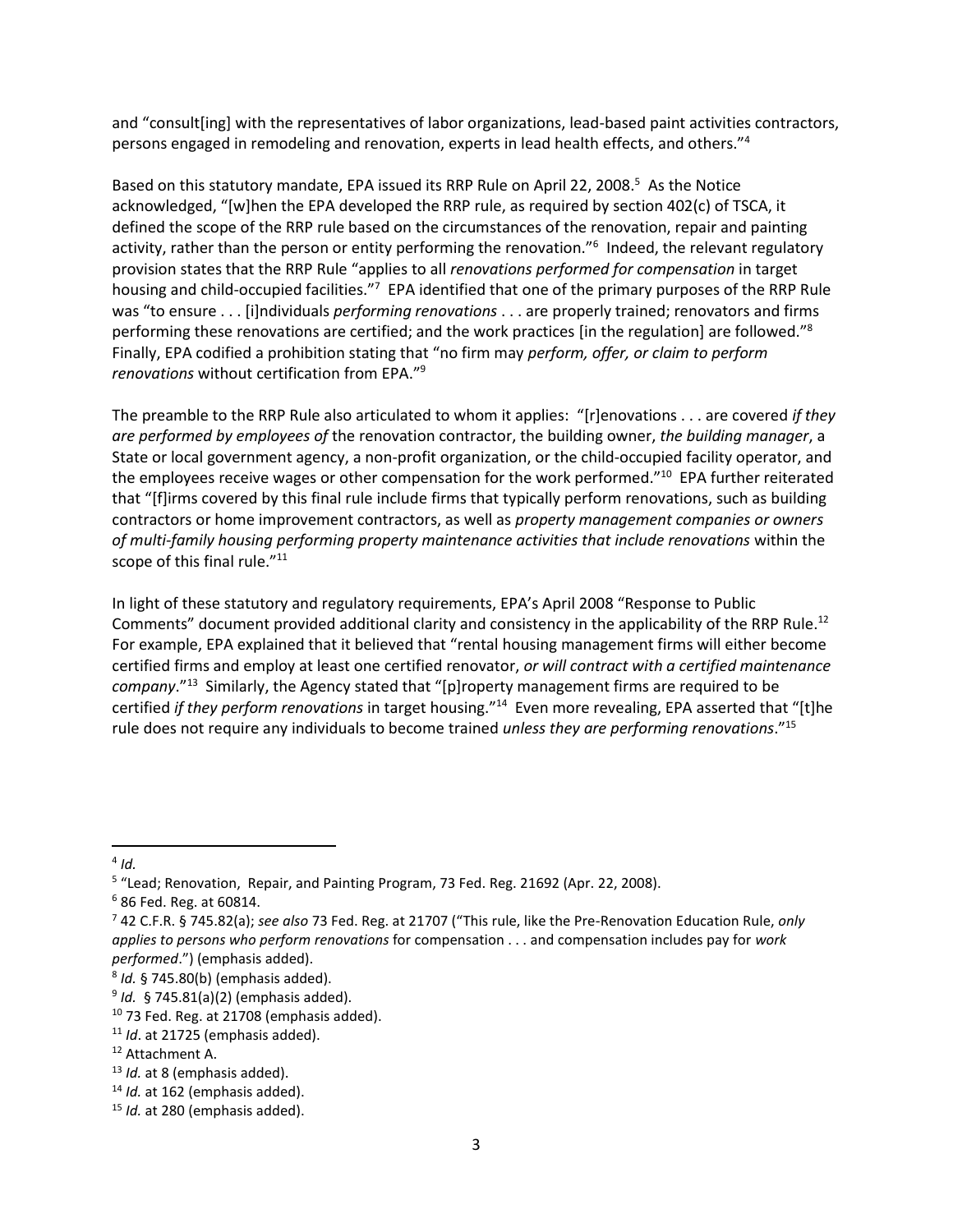and "consult[ing] with the representatives of labor organizations, lead-based paint activities contractors, persons engaged in remodeling and renovation, experts in lead health effects, and others."[4]

Based on this statutory mandate, EPA issued its RRP Rule on April 22, 2008.[5] As the Notice acknowledged, "[w]hen the EPA developed the RRP rule, as required by section 402(c) of TSCA, it defined the scope of the RRP rule based on the circumstances of the renovation, repair and painting activity, rather than the person or entity performing the renovation."[6] Indeed, the relevant regulatory provision states that the RRP Rule "applies to all *renovations performed for compensation* in target housing and child-occupied facilities."[7] EPA identified that one of the primary purposes of the RRP Rule was "to ensure . . . [i]ndividuals *performing renovations* . . . are properly trained; renovators and firms performing these renovations are certified; and the work practices [in the regulation] are followed."[8] Finally, EPA codified a prohibition stating that "no firm may *perform, offer, or claim to perform renovations* without certification from EPA."[9]

The preamble to the RRP Rule also articulated to whom it applies: "[r]enovations . . . are covered *if they are performed by employees of* the renovation contractor, the building owner, *the building manager*, a State or local government agency, a non-profit organization, or the child-occupied facility operator, and the employees receive wages or other compensation for the work performed."[10] EPA further reiterated that "[f]irms covered by this final rule include firms that typically perform renovations, such as building contractors or home improvement contractors, as well as *property management companies or owners of multi-family housing performing property maintenance activities that include renovations* within the scope of this final rule."[11]

In light of these statutory and regulatory requirements, EPA's April 2008 "Response to Public Comments" document provided additional clarity and consistency in the applicability of the RRP Rule.[12] For example, EPA explained that it believed that "rental housing management firms will either become certified firms and employ at least one certified renovator, *or will contract with a certified maintenance company*."[13] Similarly, the Agency stated that "[p]roperty management firms are required to be certified *if they perform renovations* in target housing."[14] Even more revealing, EPA asserted that "[t]he rule does not require any individuals to become trained *unless they are performing renovations*."[15]

---

[4] *Id.*

[5] "Lead; Renovation, Repair, and Painting Program, 73 Fed. Reg. 21692 (Apr. 22, 2008).

[6] 86 Fed. Reg. at 60814.

[7] 42 C.F.R. § 745.82(a); *see also* 73 Fed. Reg. at 21707 ("This rule, like the Pre-Renovation Education Rule, *only applies to persons who perform renovations* for compensation . . . and compensation includes pay for *work performed*.") (emphasis added).

[8] *Id.* § 745.80(b) (emphasis added).

[9] *Id.* § 745.81(a)(2) (emphasis added).

[10] 73 Fed. Reg. at 21708 (emphasis added).

[11] *Id*. at 21725 (emphasis added).

[12] Attachment A.

[13] *Id.* at 8 (emphasis added).

[14] *Id.* at 162 (emphasis added).

[15] *Id.* at 280 (emphasis added).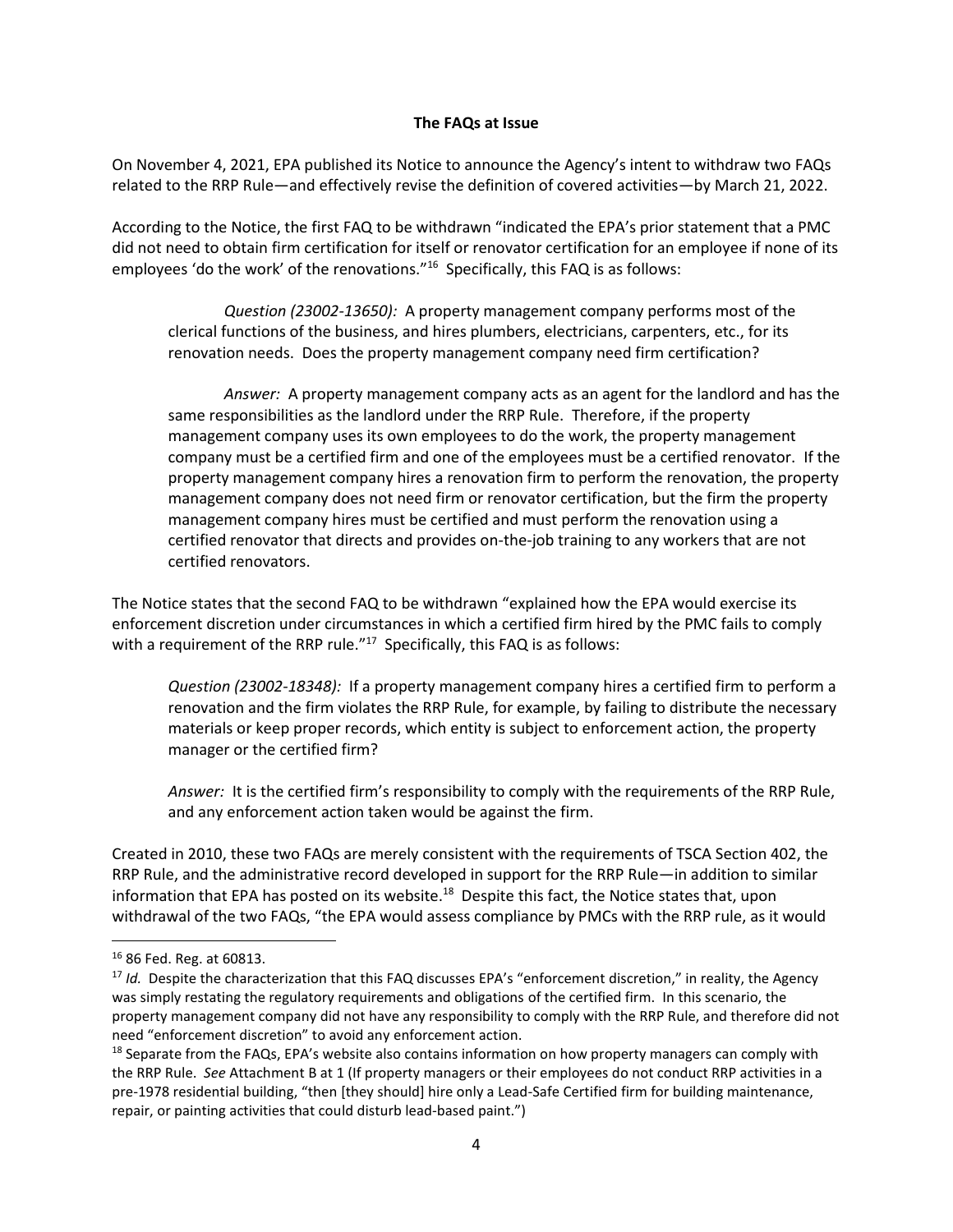**The FAQs at Issue**

On November 4, 2021, EPA published its Notice to announce the Agency's intent to withdraw two FAQs related to the RRP Rule—and effectively revise the definition of covered activities—by March 21, 2022.

According to the Notice, the first FAQ to be withdrawn "indicated the EPA's prior statement that a PMC did not need to obtain firm certification for itself or renovator certification for an employee if none of its employees 'do the work' of the renovations."[16] Specifically, this FAQ is as follows:

> *Question (23002-13650):* A property management company performs most of the clerical functions of the business, and hires plumbers, electricians, carpenters, etc., for its renovation needs. Does the property management company need firm certification?
>
> *Answer:* A property management company acts as an agent for the landlord and has the same responsibilities as the landlord under the RRP Rule. Therefore, if the property management company uses its own employees to do the work, the property management company must be a certified firm and one of the employees must be a certified renovator. If the property management company hires a renovation firm to perform the renovation, the property management company does not need firm or renovator certification, but the firm the property management company hires must be certified and must perform the renovation using a certified renovator that directs and provides on-the-job training to any workers that are not certified renovators.

The Notice states that the second FAQ to be withdrawn "explained how the EPA would exercise its enforcement discretion under circumstances in which a certified firm hired by the PMC fails to comply with a requirement of the RRP rule."[17] Specifically, this FAQ is as follows:

> *Question (23002-18348):* If a property management company hires a certified firm to perform a renovation and the firm violates the RRP Rule, for example, by failing to distribute the necessary materials or keep proper records, which entity is subject to enforcement action, the property manager or the certified firm?
>
> *Answer:* It is the certified firm's responsibility to comply with the requirements of the RRP Rule, and any enforcement action taken would be against the firm.

Created in 2010, these two FAQs are merely consistent with the requirements of TSCA Section 402, the RRP Rule, and the administrative record developed in support for the RRP Rule—in addition to similar information that EPA has posted on its website.[18] Despite this fact, the Notice states that, upon withdrawal of the two FAQs, "the EPA would assess compliance by PMCs with the RRP rule, as it would

---

[16] 86 Fed. Reg. at 60813.

[17] *Id.* Despite the characterization that this FAQ discusses EPA's "enforcement discretion," in reality, the Agency was simply restating the regulatory requirements and obligations of the certified firm. In this scenario, the property management company did not have any responsibility to comply with the RRP Rule, and therefore did not need "enforcement discretion" to avoid any enforcement action.

[18] Separate from the FAQs, EPA's website also contains information on how property managers can comply with the RRP Rule. *See* Attachment B at 1 (If property managers or their employees do not conduct RRP activities in a pre-1978 residential building, "then [they should] hire only a Lead-Safe Certified firm for building maintenance, repair, or painting activities that could disturb lead-based paint.")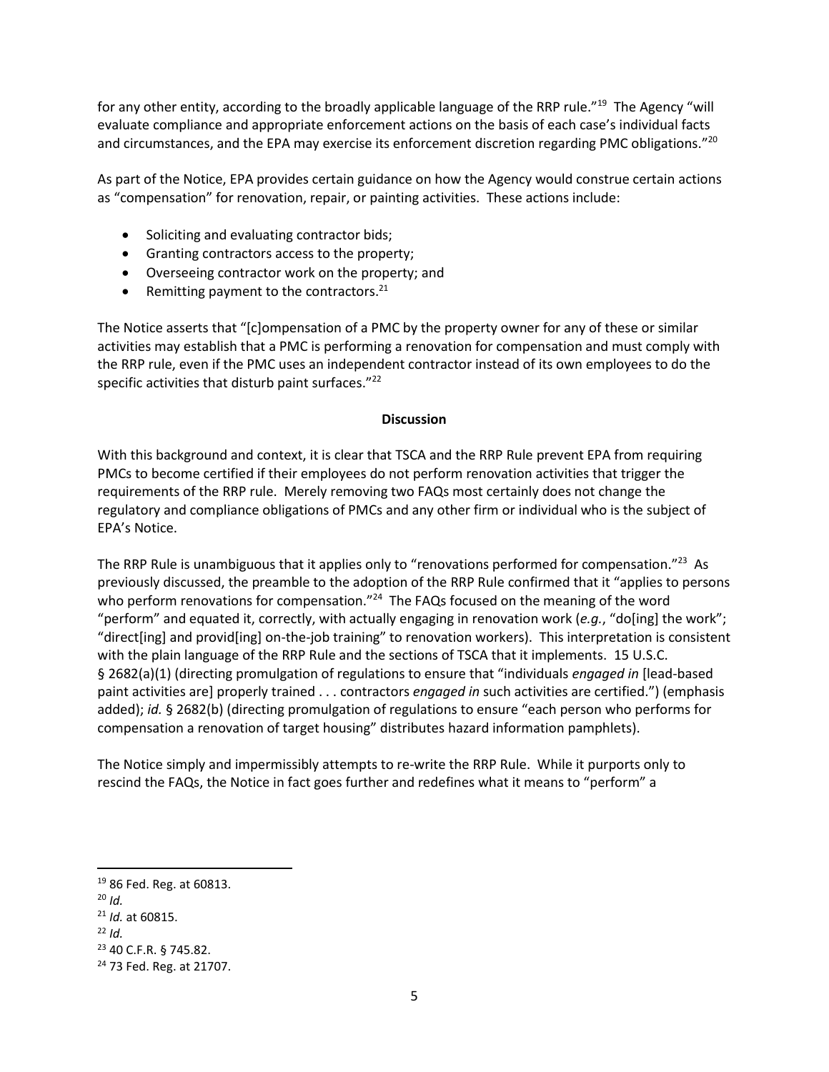for any other entity, according to the broadly applicable language of the RRP rule."[19] The Agency "will evaluate compliance and appropriate enforcement actions on the basis of each case's individual facts and circumstances, and the EPA may exercise its enforcement discretion regarding PMC obligations."[20]

As part of the Notice, EPA provides certain guidance on how the Agency would construe certain actions as "compensation" for renovation, repair, or painting activities. These actions include:

- Soliciting and evaluating contractor bids;
- Granting contractors access to the property;
- Overseeing contractor work on the property; and
- Remitting payment to the contractors.[21]

The Notice asserts that "[c]ompensation of a PMC by the property owner for any of these or similar activities may establish that a PMC is performing a renovation for compensation and must comply with the RRP rule, even if the PMC uses an independent contractor instead of its own employees to do the specific activities that disturb paint surfaces."[22]

**Discussion**

With this background and context, it is clear that TSCA and the RRP Rule prevent EPA from requiring PMCs to become certified if their employees do not perform renovation activities that trigger the requirements of the RRP rule. Merely removing two FAQs most certainly does not change the regulatory and compliance obligations of PMCs and any other firm or individual who is the subject of EPA's Notice.

The RRP Rule is unambiguous that it applies only to "renovations performed for compensation."[23] As previously discussed, the preamble to the adoption of the RRP Rule confirmed that it "applies to persons who perform renovations for compensation."[24] The FAQs focused on the meaning of the word "perform" and equated it, correctly, with actually engaging in renovation work (*e.g.*, "do[ing] the work"; "direct[ing] and provid[ing] on-the-job training" to renovation workers). This interpretation is consistent with the plain language of the RRP Rule and the sections of TSCA that it implements. 15 U.S.C. § 2682(a)(1) (directing promulgation of regulations to ensure that "individuals *engaged in* [lead-based paint activities are] properly trained . . . contractors *engaged in* such activities are certified.") (emphasis added); *id.* § 2682(b) (directing promulgation of regulations to ensure "each person who performs for compensation a renovation of target housing" distributes hazard information pamphlets).

The Notice simply and impermissibly attempts to re-write the RRP Rule. While it purports only to rescind the FAQs, the Notice in fact goes further and redefines what it means to "perform" a

---

[19] 86 Fed. Reg. at 60813.
[20] *Id.*
[21] *Id.* at 60815.
[22] *Id.*
[23] 40 C.F.R. § 745.82.
[24] 73 Fed. Reg. at 21707.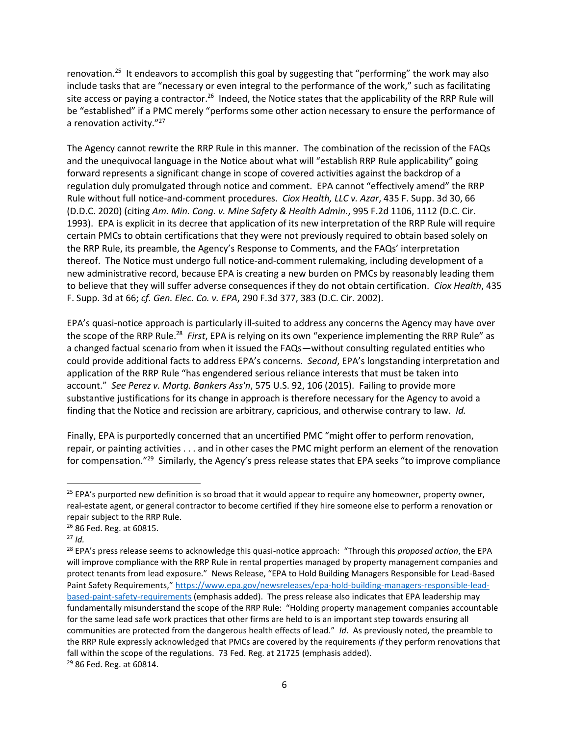renovation.[25] It endeavors to accomplish this goal by suggesting that "performing" the work may also include tasks that are "necessary or even integral to the performance of the work," such as facilitating site access or paying a contractor.[26] Indeed, the Notice states that the applicability of the RRP Rule will be "established" if a PMC merely "performs some other action necessary to ensure the performance of a renovation activity."[27]

The Agency cannot rewrite the RRP Rule in this manner. The combination of the recission of the FAQs and the unequivocal language in the Notice about what will "establish RRP Rule applicability" going forward represents a significant change in scope of covered activities against the backdrop of a regulation duly promulgated through notice and comment. EPA cannot "effectively amend" the RRP Rule without full notice-and-comment procedures. *Ciox Health, LLC v. Azar*, 435 F. Supp. 3d 30, 66 (D.D.C. 2020) (citing *Am. Min. Cong. v. Mine Safety & Health Admin.*, 995 F.2d 1106, 1112 (D.C. Cir. 1993). EPA is explicit in its decree that application of its new interpretation of the RRP Rule will require certain PMCs to obtain certifications that they were not previously required to obtain based solely on the RRP Rule, its preamble, the Agency's Response to Comments, and the FAQs' interpretation thereof. The Notice must undergo full notice-and-comment rulemaking, including development of a new administrative record, because EPA is creating a new burden on PMCs by reasonably leading them to believe that they will suffer adverse consequences if they do not obtain certification. *Ciox Health*, 435 F. Supp. 3d at 66; *cf. Gen. Elec. Co. v. EPA*, 290 F.3d 377, 383 (D.C. Cir. 2002).

EPA's quasi-notice approach is particularly ill-suited to address any concerns the Agency may have over the scope of the RRP Rule.[28] *First*, EPA is relying on its own "experience implementing the RRP Rule" as a changed factual scenario from when it issued the FAQs—without consulting regulated entities who could provide additional facts to address EPA's concerns. *Second*, EPA's longstanding interpretation and application of the RRP Rule "has engendered serious reliance interests that must be taken into account." *See Perez v. Mortg. Bankers Ass'n*, 575 U.S. 92, 106 (2015). Failing to provide more substantive justifications for its change in approach is therefore necessary for the Agency to avoid a finding that the Notice and recission are arbitrary, capricious, and otherwise contrary to law. *Id.*

Finally, EPA is purportedly concerned that an uncertified PMC "might offer to perform renovation, repair, or painting activities . . . and in other cases the PMC might perform an element of the renovation for compensation."[29] Similarly, the Agency's press release states that EPA seeks "to improve compliance

---

[25] EPA's purported new definition is so broad that it would appear to require any homeowner, property owner, real-estate agent, or general contractor to become certified if they hire someone else to perform a renovation or repair subject to the RRP Rule.

[26] 86 Fed. Reg. at 60815.

[27] *Id.*

[28] EPA's press release seems to acknowledge this quasi-notice approach: "Through this *proposed action*, the EPA will improve compliance with the RRP Rule in rental properties managed by property management companies and protect tenants from lead exposure." News Release, "EPA to Hold Building Managers Responsible for Lead-Based Paint Safety Requirements," https://www.epa.gov/newsreleases/epa-hold-building-managers-responsible-lead-based-paint-safety-requirements (emphasis added). The press release also indicates that EPA leadership may fundamentally misunderstand the scope of the RRP Rule: "Holding property management companies accountable for the same lead safe work practices that other firms are held to is an important step towards ensuring all communities are protected from the dangerous health effects of lead." *Id*. As previously noted, the preamble to the RRP Rule expressly acknowledged that PMCs are covered by the requirements *if* they perform renovations that fall within the scope of the regulations. 73 Fed. Reg. at 21725 (emphasis added).

[29] 86 Fed. Reg. at 60814.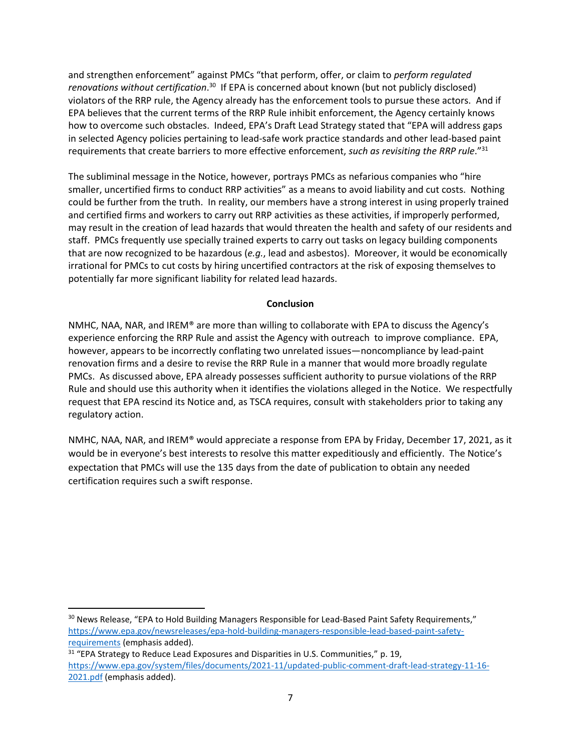and strengthen enforcement" against PMCs "that perform, offer, or claim to *perform regulated renovations without certification*.[30] If EPA is concerned about known (but not publicly disclosed) violators of the RRP rule, the Agency already has the enforcement tools to pursue these actors. And if EPA believes that the current terms of the RRP Rule inhibit enforcement, the Agency certainly knows how to overcome such obstacles. Indeed, EPA's Draft Lead Strategy stated that "EPA will address gaps in selected Agency policies pertaining to lead-safe work practice standards and other lead-based paint requirements that create barriers to more effective enforcement, *such as revisiting the RRP rule*."[31]

The subliminal message in the Notice, however, portrays PMCs as nefarious companies who "hire smaller, uncertified firms to conduct RRP activities" as a means to avoid liability and cut costs. Nothing could be further from the truth. In reality, our members have a strong interest in using properly trained and certified firms and workers to carry out RRP activities as these activities, if improperly performed, may result in the creation of lead hazards that would threaten the health and safety of our residents and staff. PMCs frequently use specially trained experts to carry out tasks on legacy building components that are now recognized to be hazardous (*e.g.*, lead and asbestos). Moreover, it would be economically irrational for PMCs to cut costs by hiring uncertified contractors at the risk of exposing themselves to potentially far more significant liability for related lead hazards.

**Conclusion**

NMHC, NAA, NAR, and IREM® are more than willing to collaborate with EPA to discuss the Agency's experience enforcing the RRP Rule and assist the Agency with outreach to improve compliance. EPA, however, appears to be incorrectly conflating two unrelated issues—noncompliance by lead-paint renovation firms and a desire to revise the RRP Rule in a manner that would more broadly regulate PMCs. As discussed above, EPA already possesses sufficient authority to pursue violations of the RRP Rule and should use this authority when it identifies the violations alleged in the Notice. We respectfully request that EPA rescind its Notice and, as TSCA requires, consult with stakeholders prior to taking any regulatory action.

NMHC, NAA, NAR, and IREM® would appreciate a response from EPA by Friday, December 17, 2021, as it would be in everyone's best interests to resolve this matter expeditiously and efficiently. The Notice's expectation that PMCs will use the 135 days from the date of publication to obtain any needed certification requires such a swift response.

---

[30] News Release, "EPA to Hold Building Managers Responsible for Lead-Based Paint Safety Requirements," https://www.epa.gov/newsreleases/epa-hold-building-managers-responsible-lead-based-paint-safety-requirements (emphasis added).

[31] "EPA Strategy to Reduce Lead Exposures and Disparities in U.S. Communities," p. 19, https://www.epa.gov/system/files/documents/2021-11/updated-public-comment-draft-lead-strategy-11-16-2021.pdf (emphasis added).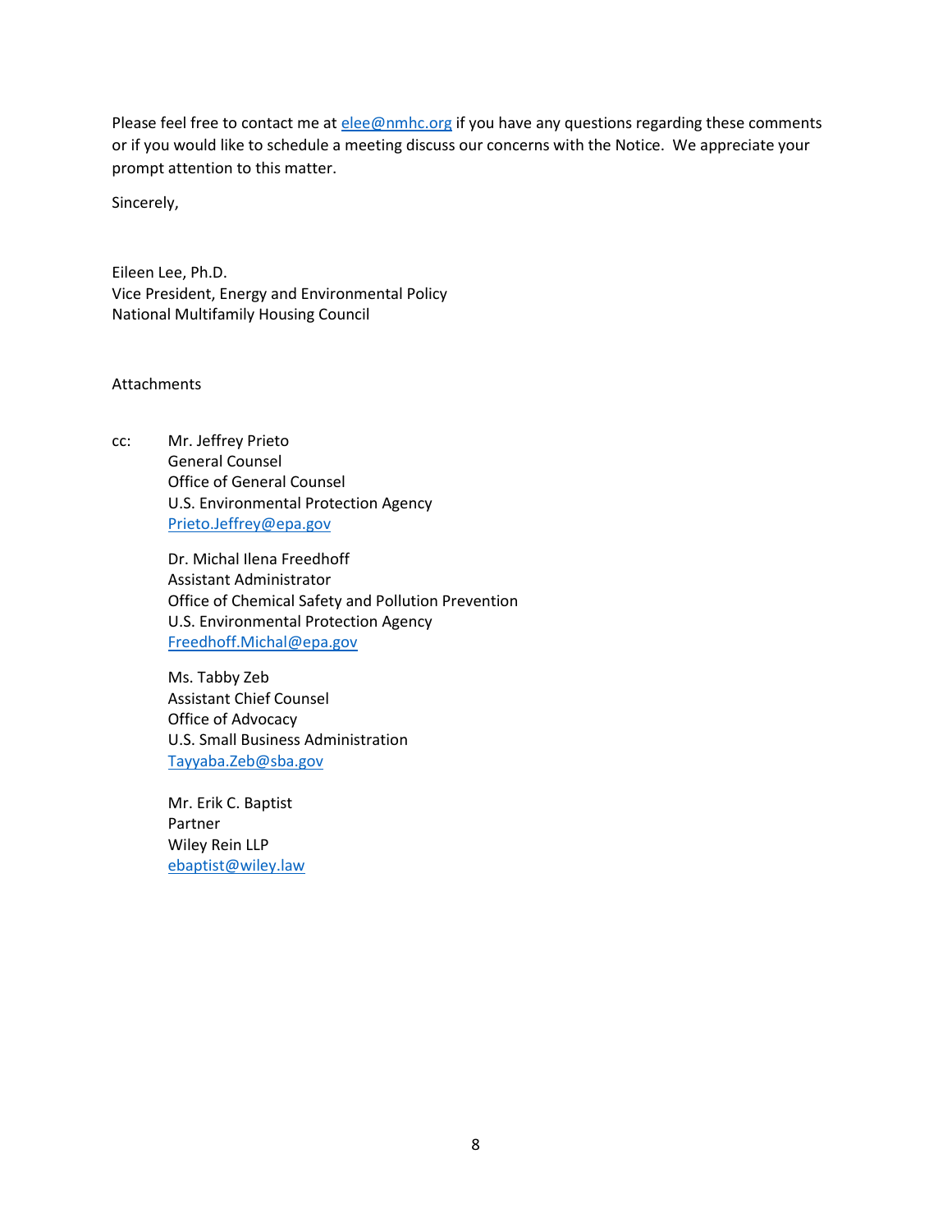Please feel free to contact me at elee@nmhc.org if you have any questions regarding these comments or if you would like to schedule a meeting discuss our concerns with the Notice. We appreciate your prompt attention to this matter.

Sincerely,

Eileen Lee, Ph.D.
Vice President, Energy and Environmental Policy
National Multifamily Housing Council

Attachments

cc: Mr. Jeffrey Prieto
General Counsel
Office of General Counsel
U.S. Environmental Protection Agency
Prieto.Jeffrey@epa.gov

Dr. Michal Ilena Freedhoff
Assistant Administrator
Office of Chemical Safety and Pollution Prevention
U.S. Environmental Protection Agency
Freedhoff.Michal@epa.gov

Ms. Tabby Zeb
Assistant Chief Counsel
Office of Advocacy
U.S. Small Business Administration
Tayyaba.Zeb@sba.gov

Mr. Erik C. Baptist
Partner
Wiley Rein LLP
ebaptist@wiley.law